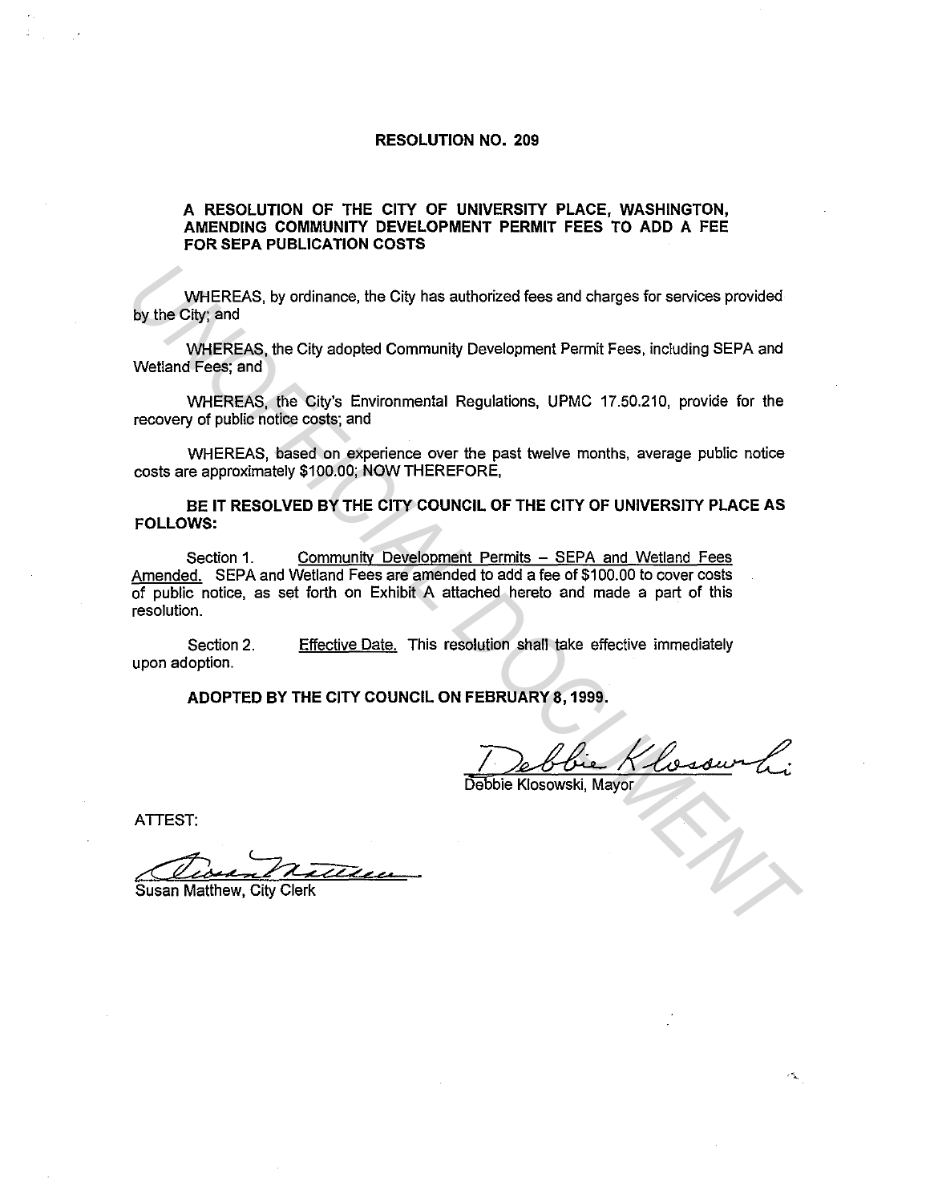# RESOLUTION NO. 209

## A RESOLUTION OF THE CITY OF UNIVERSITY PLACE, WASHINGTON, AMENDING COMMUNITY DEVELOPMENT PERMIT FEES TO ADD A FEE FOR SEPA PUBLICATION COSTS

WHEREAS, by ordinance, the City has authorized fees and charges for services provided by the City; and

WHEREAS, the City adopted Community Development Permit Fees, including SEPA and Wetland Fees; and

WHEREAS, the City's Environmental Regulations, UPMC 17.50.210, provide for the recovery of public notice costs; and

WHEREAS, based on experience over the past twelve months, average public notice costs are approximately $100.00; NOW THEREFORE,

**BE IT RESOLVED BY THE CITY COUNCIL OF THE CITY OF UNIVERSITY PLACE AS FOLLOWS:**

Section 1. Community Development Permits – SEPA and Wetland Fees Amended. SEPA and Wetland Fees are amended to add a fee of $100.00 to cover costs of public notice, as set forth on Exhibit A attached hereto and made a part of this resolution.

Section 2. Effective Date. This resolution shall take effective immediately upon adoption.

**ADOPTED BY THE CITY COUNCIL ON FEBRUARY 8, 1999.**

Debbie Klosowski, Mayor

ATTEST:

Susan Matthew, City Clerk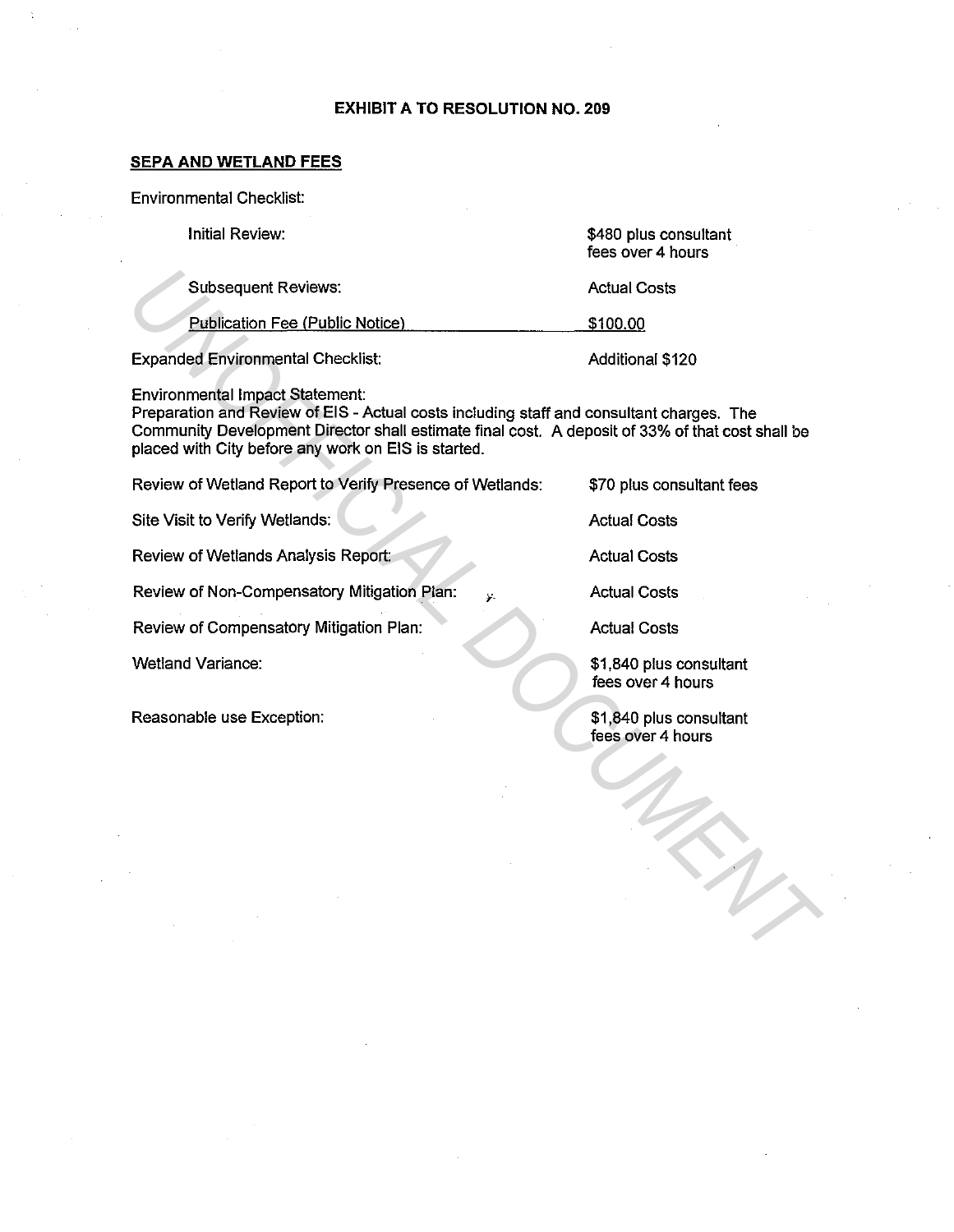**EXHIBIT A TO RESOLUTION NO. 209**

**SEPA AND WETLAND FEES**

Environmental Checklist:

| | |
|---|---|
| Initial Review: | $480 plus consultant fees over 4 hours |
| Subsequent Reviews: | Actual Costs |
| Publication Fee (Public Notice) | $100.00 |

Expanded Environmental Checklist: Additional $120

Environmental Impact Statement:
Preparation and Review of EIS - Actual costs including staff and consultant charges. The Community Development Director shall estimate final cost. A deposit of 33% of that cost shall be placed with City before any work on EIS is started.

| | |
|---|---|
| Review of Wetland Report to Verify Presence of Wetlands: | $70 plus consultant fees |
| Site Visit to Verify Wetlands: | Actual Costs |
| Review of Wetlands Analysis Report: | Actual Costs |
| Review of Non-Compensatory Mitigation Plan: | Actual Costs |
| Review of Compensatory Mitigation Plan: | Actual Costs |
| Wetland Variance: | $1,840 plus consultant fees over 4 hours |
| Reasonable use Exception: | $1,840 plus consultant fees over 4 hours |